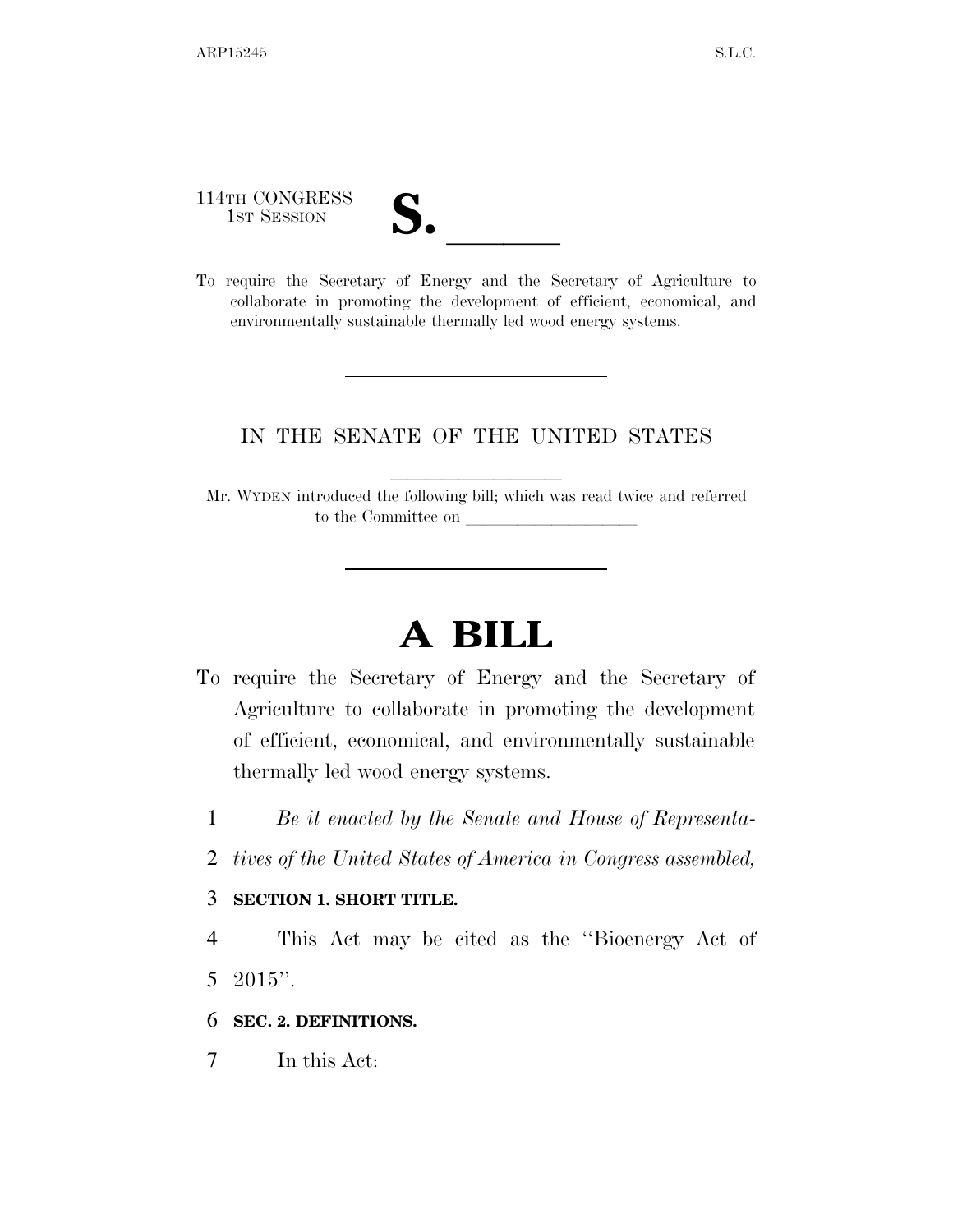114TH CONGRESS
1ST SESSION

# S. ______

To require the Secretary of Energy and the Secretary of Agriculture to collaborate in promoting the development of efficient, economical, and environmentally sustainable thermally led wood energy systems.

---

IN THE SENATE OF THE UNITED STATES

Mr. WYDEN introduced the following bill; which was read twice and referred to the Committee on ____________________

---

# A BILL

To require the Secretary of Energy and the Secretary of Agriculture to collaborate in promoting the development of efficient, economical, and environmentally sustainable thermally led wood energy systems.

*Be it enacted by the Senate and House of Representatives of the United States of America in Congress assembled,*

**SECTION 1. SHORT TITLE.**

This Act may be cited as the ''Bioenergy Act of 2015''.

**SEC. 2. DEFINITIONS.**

In this Act: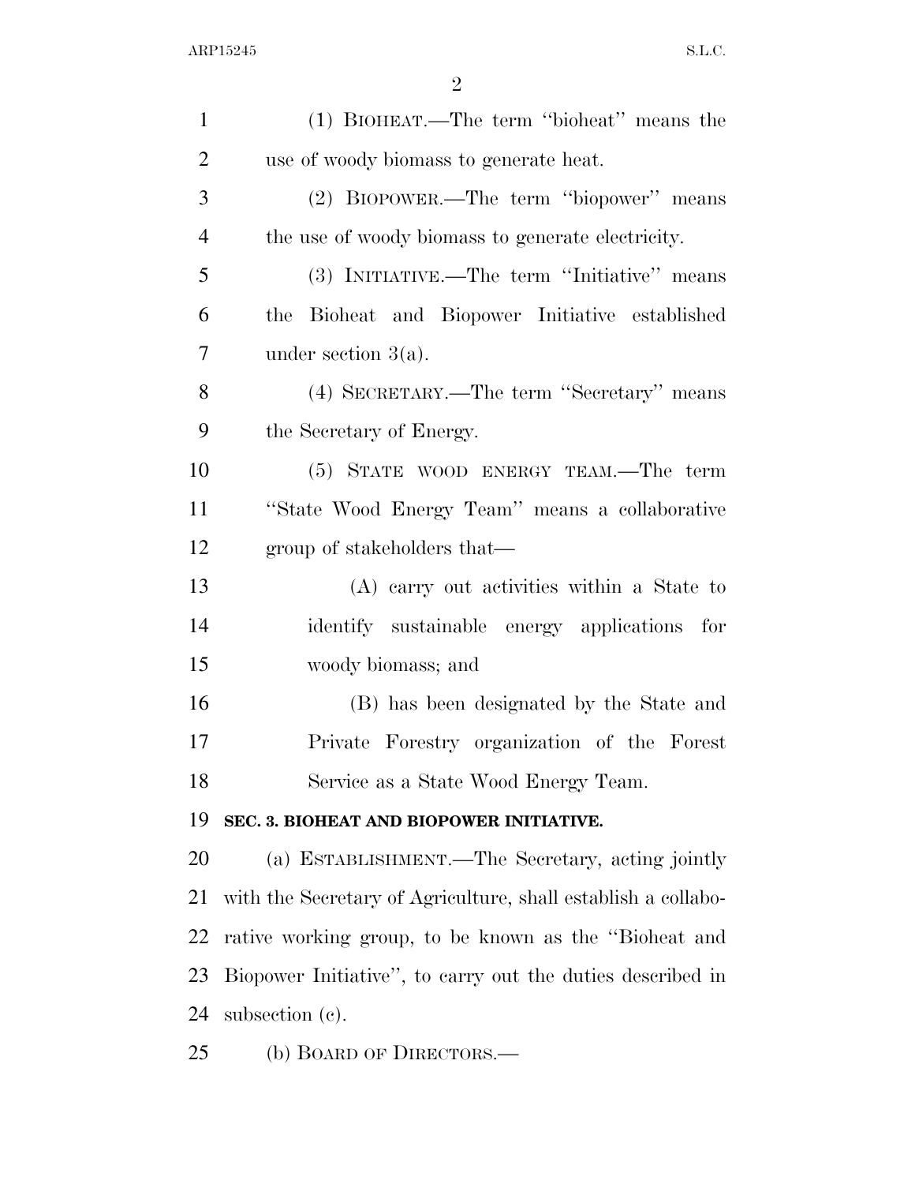(1) BIOHEAT.—The term ''bioheat'' means the use of woody biomass to generate heat.

(2) BIOPOWER.—The term ''biopower'' means the use of woody biomass to generate electricity.

(3) INITIATIVE.—The term ''Initiative'' means the Bioheat and Biopower Initiative established under section 3(a).

(4) SECRETARY.—The term ''Secretary'' means the Secretary of Energy.

(5) STATE WOOD ENERGY TEAM.—The term ''State Wood Energy Team'' means a collaborative group of stakeholders that—

(A) carry out activities within a State to identify sustainable energy applications for woody biomass; and

(B) has been designated by the State and Private Forestry organization of the Forest Service as a State Wood Energy Team.

**SEC. 3. BIOHEAT AND BIOPOWER INITIATIVE.**

(a) ESTABLISHMENT.—The Secretary, acting jointly with the Secretary of Agriculture, shall establish a collaborative working group, to be known as the ''Bioheat and Biopower Initiative'', to carry out the duties described in subsection (c).

(b) BOARD OF DIRECTORS.—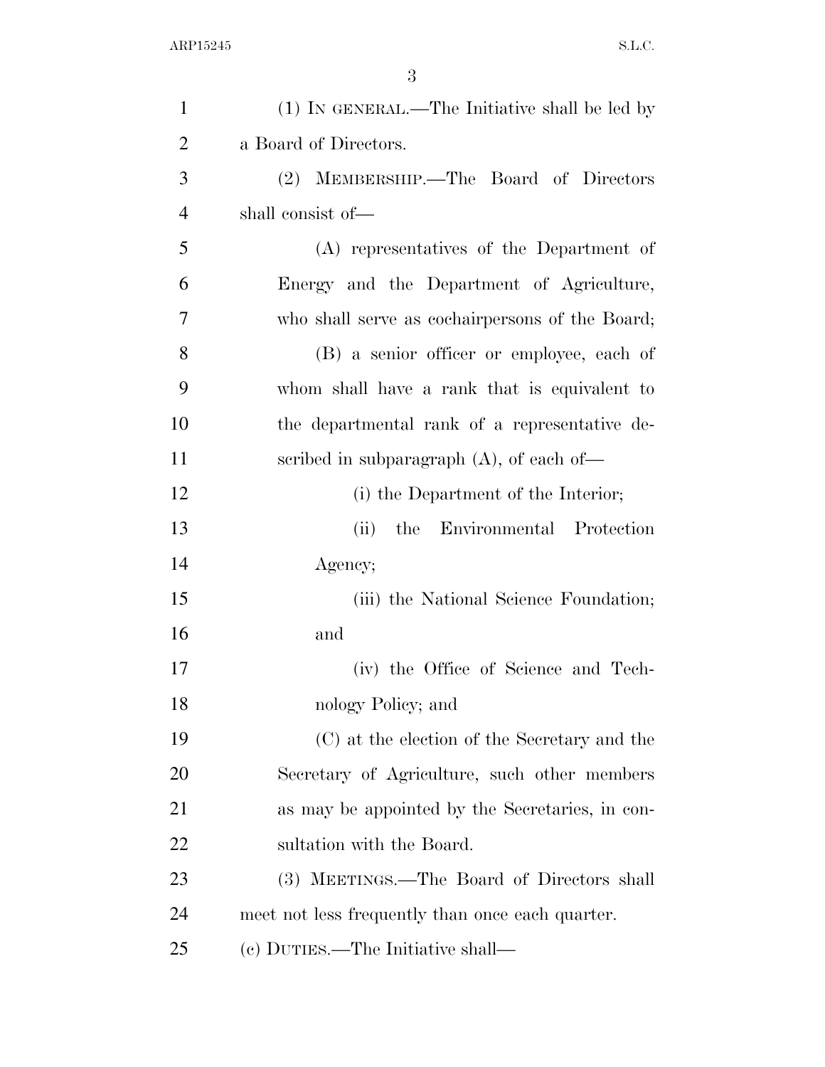(1) IN GENERAL.—The Initiative shall be led by a Board of Directors.

(2) MEMBERSHIP.—The Board of Directors shall consist of—

(A) representatives of the Department of Energy and the Department of Agriculture, who shall serve as cochairpersons of the Board;

(B) a senior officer or employee, each of whom shall have a rank that is equivalent to the departmental rank of a representative described in subparagraph (A), of each of—

(i) the Department of the Interior;

(ii) the Environmental Protection Agency;

(iii) the National Science Foundation; and

(iv) the Office of Science and Technology Policy; and

(C) at the election of the Secretary and the Secretary of Agriculture, such other members as may be appointed by the Secretaries, in consultation with the Board.

(3) MEETINGS.—The Board of Directors shall meet not less frequently than once each quarter.

(c) DUTIES.—The Initiative shall—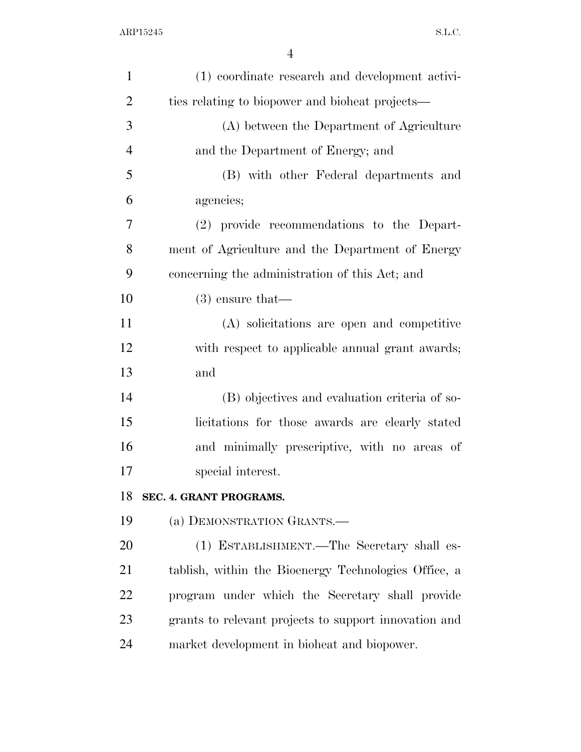(1) coordinate research and development activities relating to biopower and bioheat projects—

(A) between the Department of Agriculture and the Department of Energy; and

(B) with other Federal departments and agencies;

(2) provide recommendations to the Department of Agriculture and the Department of Energy concerning the administration of this Act; and

(3) ensure that—

(A) solicitations are open and competitive with respect to applicable annual grant awards; and

(B) objectives and evaluation criteria of solicitations for those awards are clearly stated and minimally prescriptive, with no areas of special interest.

**SEC. 4. GRANT PROGRAMS.**

(a) DEMONSTRATION GRANTS.—

(1) ESTABLISHMENT.—The Secretary shall establish, within the Bioenergy Technologies Office, a program under which the Secretary shall provide grants to relevant projects to support innovation and market development in bioheat and biopower.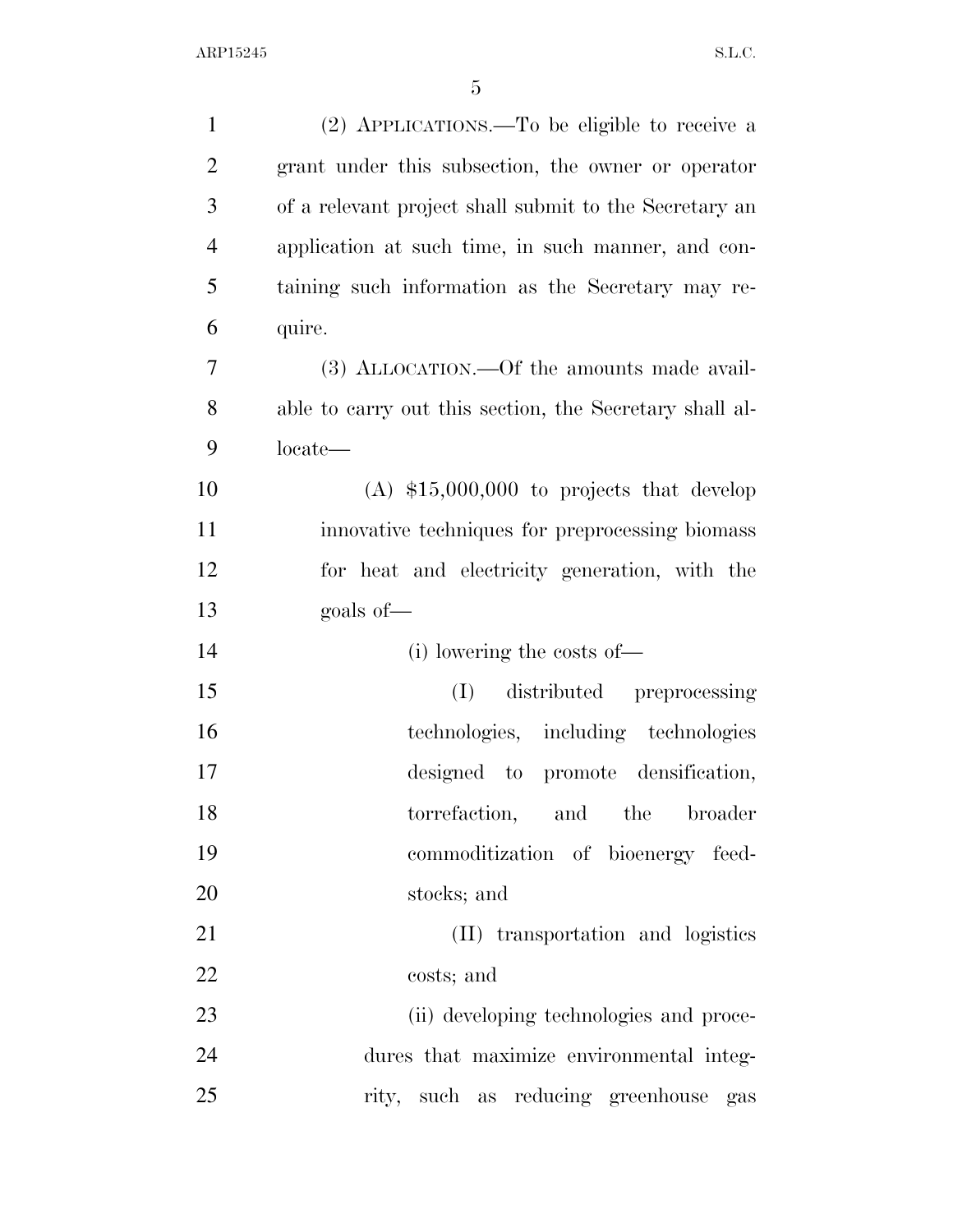(2) APPLICATIONS.—To be eligible to receive a grant under this subsection, the owner or operator of a relevant project shall submit to the Secretary an application at such time, in such manner, and containing such information as the Secretary may require.

(3) ALLOCATION.—Of the amounts made available to carry out this section, the Secretary shall allocate—

(A) $15,000,000 to projects that develop innovative techniques for preprocessing biomass for heat and electricity generation, with the goals of—

(i) lowering the costs of—

(I) distributed preprocessing technologies, including technologies designed to promote densification, torrefaction, and the broader commoditization of bioenergy feedstocks; and

(II) transportation and logistics costs; and

(ii) developing technologies and procedures that maximize environmental integrity, such as reducing greenhouse gas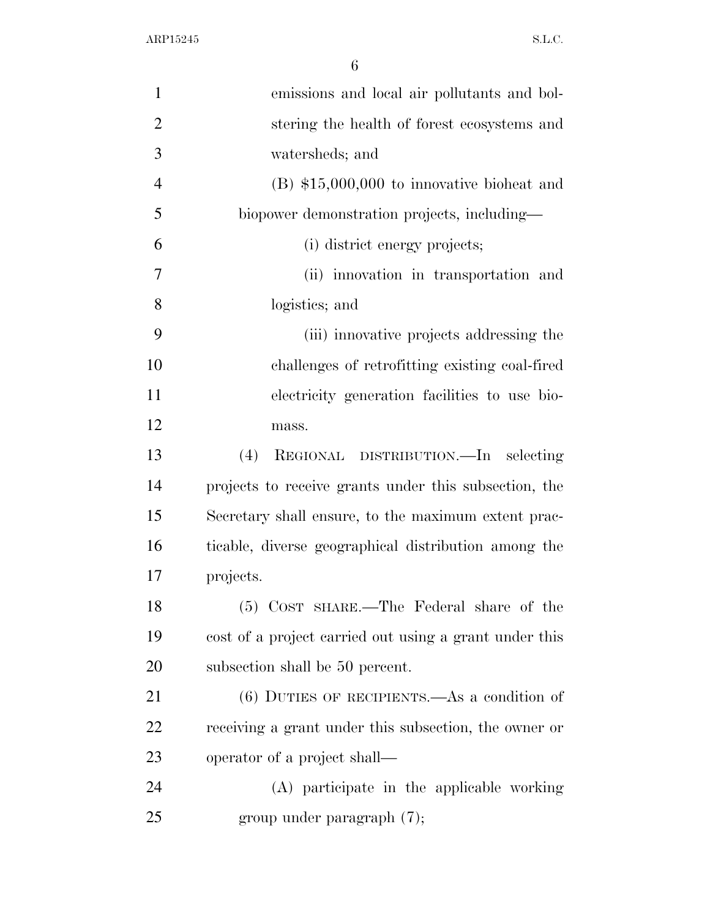emissions and local air pollutants and bolstering the health of forest ecosystems and watersheds; and

(B) $15,000,000 to innovative bioheat and biopower demonstration projects, including—

(i) district energy projects;

(ii) innovation in transportation and logistics; and

(iii) innovative projects addressing the challenges of retrofitting existing coal-fired electricity generation facilities to use biomass.

(4) REGIONAL DISTRIBUTION.—In selecting projects to receive grants under this subsection, the Secretary shall ensure, to the maximum extent practicable, diverse geographical distribution among the projects.

(5) COST SHARE.—The Federal share of the cost of a project carried out using a grant under this subsection shall be 50 percent.

(6) DUTIES OF RECIPIENTS.—As a condition of receiving a grant under this subsection, the owner or operator of a project shall—

(A) participate in the applicable working group under paragraph (7);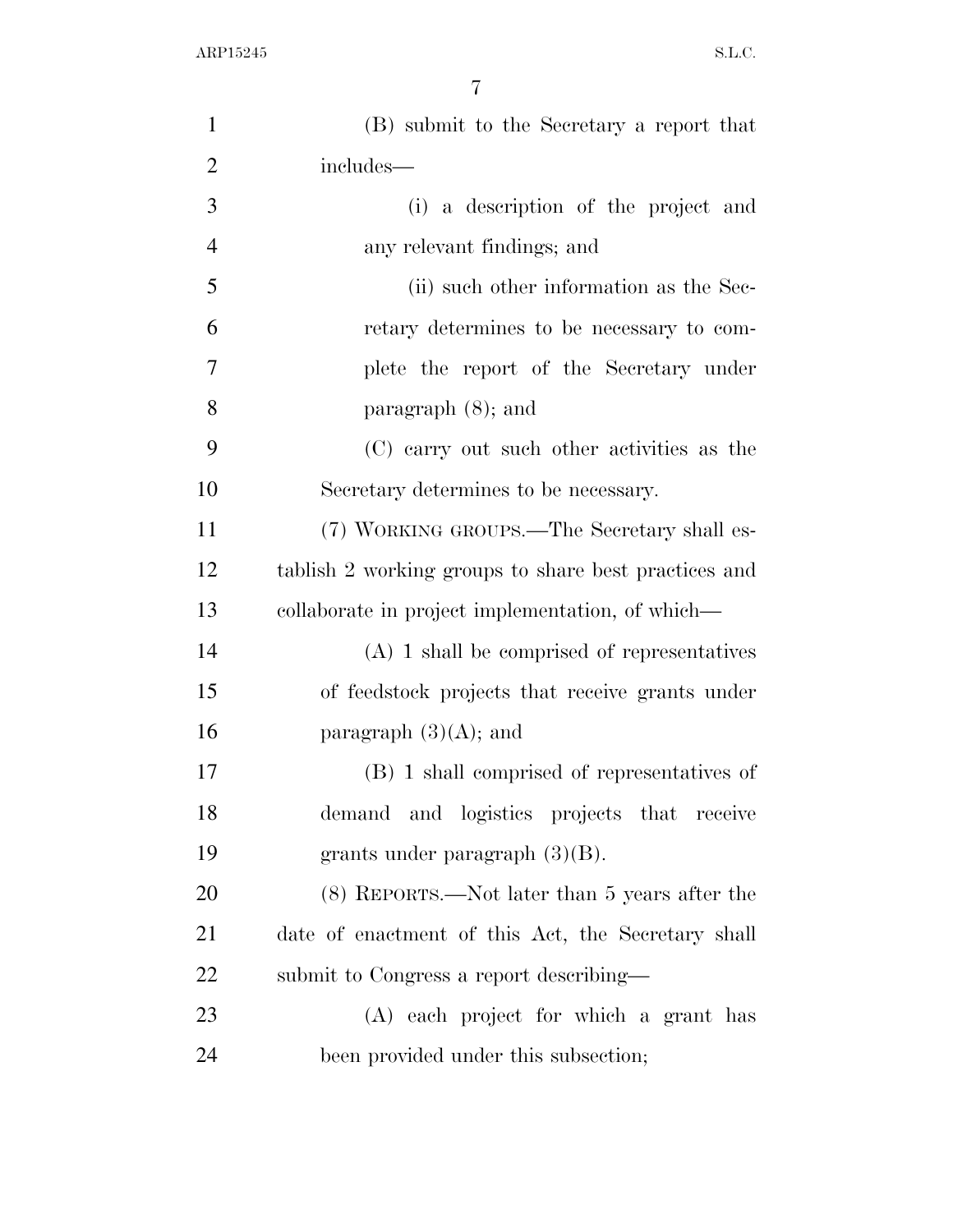(B) submit to the Secretary a report that includes—

(i) a description of the project and any relevant findings; and

(ii) such other information as the Secretary determines to be necessary to complete the report of the Secretary under paragraph (8); and

(C) carry out such other activities as the Secretary determines to be necessary.

(7) WORKING GROUPS.—The Secretary shall establish 2 working groups to share best practices and collaborate in project implementation, of which—

(A) 1 shall be comprised of representatives of feedstock projects that receive grants under paragraph (3)(A); and

(B) 1 shall comprised of representatives of demand and logistics projects that receive grants under paragraph (3)(B).

(8) REPORTS.—Not later than 5 years after the date of enactment of this Act, the Secretary shall submit to Congress a report describing—

(A) each project for which a grant has been provided under this subsection;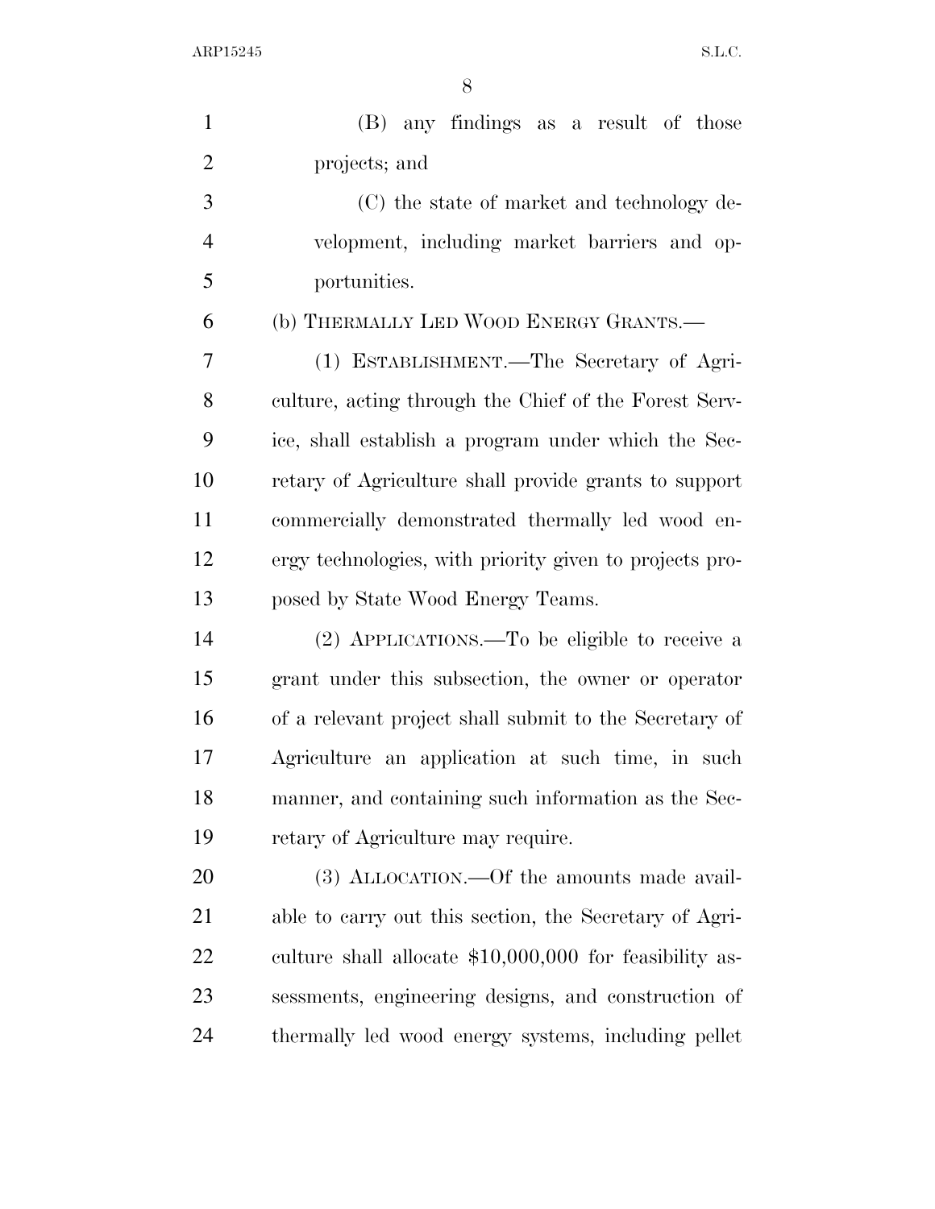(B) any findings as a result of those projects; and

(C) the state of market and technology development, including market barriers and opportunities.

(b) THERMALLY LED WOOD ENERGY GRANTS.—

(1) ESTABLISHMENT.—The Secretary of Agriculture, acting through the Chief of the Forest Service, shall establish a program under which the Secretary of Agriculture shall provide grants to support commercially demonstrated thermally led wood energy technologies, with priority given to projects proposed by State Wood Energy Teams.

(2) APPLICATIONS.—To be eligible to receive a grant under this subsection, the owner or operator of a relevant project shall submit to the Secretary of Agriculture an application at such time, in such manner, and containing such information as the Secretary of Agriculture may require.

(3) ALLOCATION.—Of the amounts made available to carry out this section, the Secretary of Agriculture shall allocate $10,000,000 for feasibility assessments, engineering designs, and construction of thermally led wood energy systems, including pellet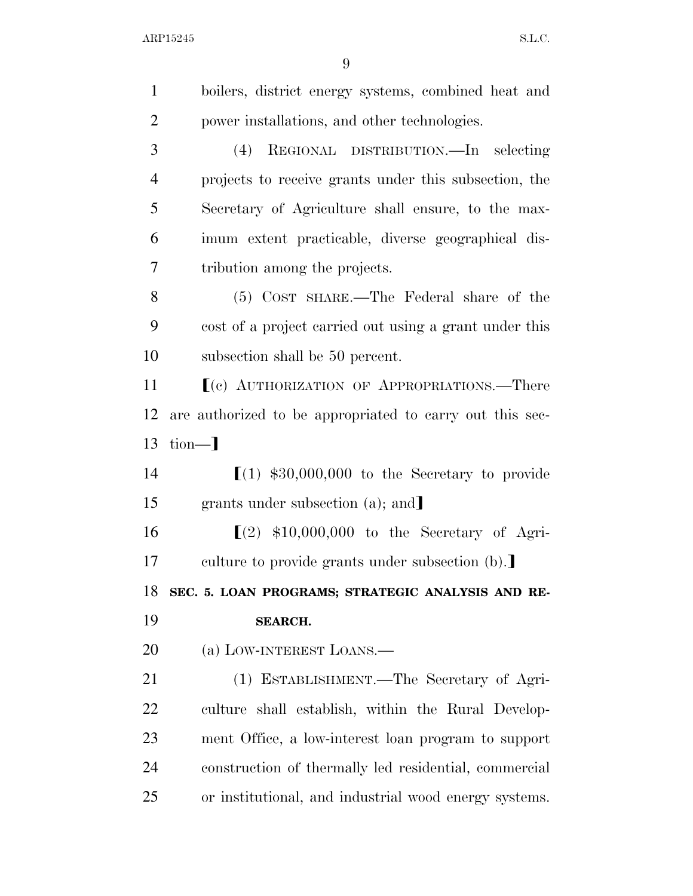boilers, district energy systems, combined heat and power installations, and other technologies.

(4) REGIONAL DISTRIBUTION.—In selecting projects to receive grants under this subsection, the Secretary of Agriculture shall ensure, to the maximum extent practicable, diverse geographical distribution among the projects.

(5) COST SHARE.—The Federal share of the cost of a project carried out using a grant under this subsection shall be 50 percent.

⟦(c) AUTHORIZATION OF APPROPRIATIONS.—There are authorized to be appropriated to carry out this section—⟧

⟦(1) $30,000,000 to the Secretary to provide grants under subsection (a); and⟧

⟦(2) $10,000,000 to the Secretary of Agriculture to provide grants under subsection (b).⟧

**SEC. 5. LOAN PROGRAMS; STRATEGIC ANALYSIS AND RESEARCH.**

(a) LOW-INTEREST LOANS.—

(1) ESTABLISHMENT.—The Secretary of Agriculture shall establish, within the Rural Development Office, a low-interest loan program to support construction of thermally led residential, commercial or institutional, and industrial wood energy systems.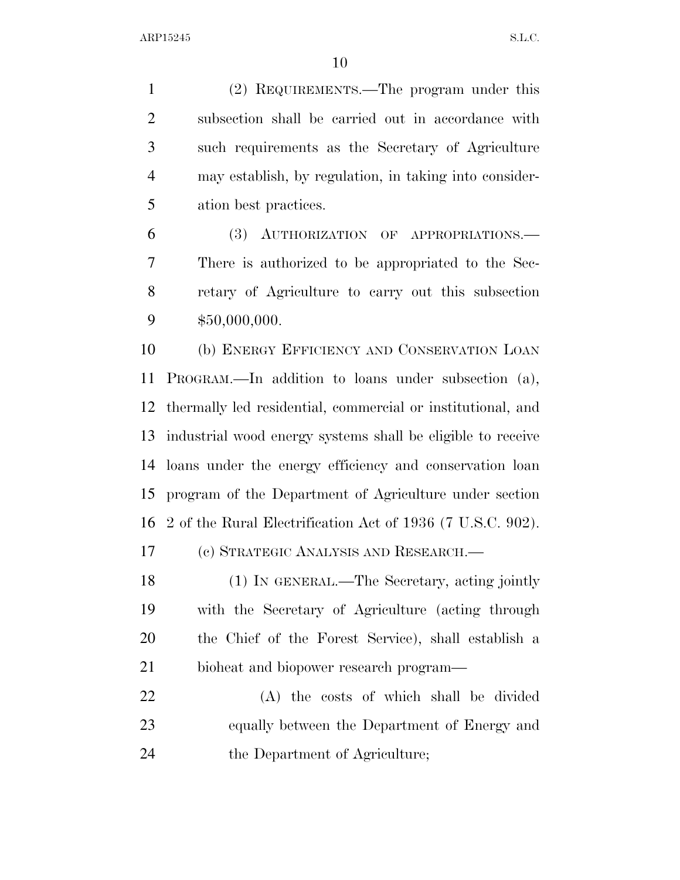(2) REQUIREMENTS.—The program under this subsection shall be carried out in accordance with such requirements as the Secretary of Agriculture may establish, by regulation, in taking into consideration best practices.

(3) AUTHORIZATION OF APPROPRIATIONS.—There is authorized to be appropriated to the Secretary of Agriculture to carry out this subsection $50,000,000.

(b) ENERGY EFFICIENCY AND CONSERVATION LOAN PROGRAM.—In addition to loans under subsection (a), thermally led residential, commercial or institutional, and industrial wood energy systems shall be eligible to receive loans under the energy efficiency and conservation loan program of the Department of Agriculture under section 2 of the Rural Electrification Act of 1936 (7 U.S.C. 902).

(c) STRATEGIC ANALYSIS AND RESEARCH.—

(1) IN GENERAL.—The Secretary, acting jointly with the Secretary of Agriculture (acting through the Chief of the Forest Service), shall establish a bioheat and biopower research program—

(A) the costs of which shall be divided equally between the Department of Energy and the Department of Agriculture;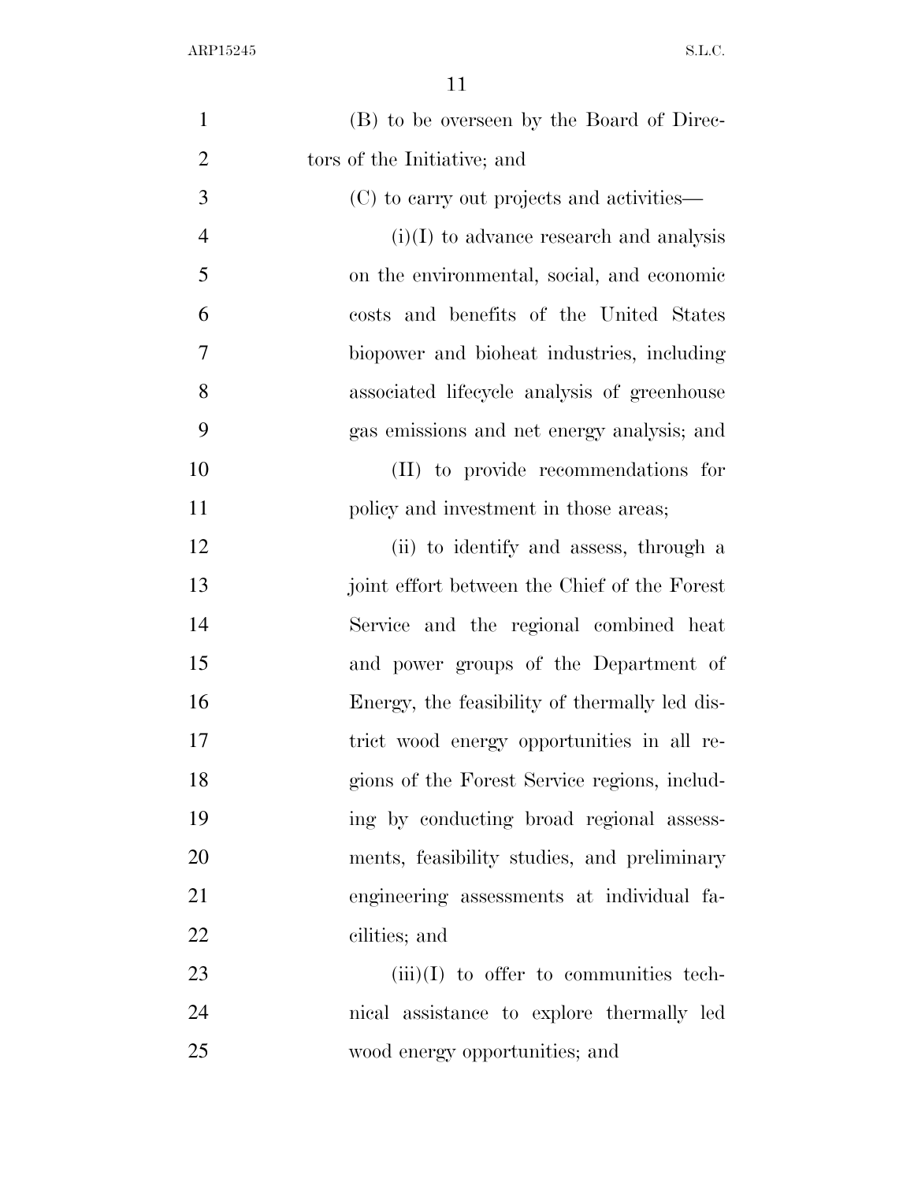(B) to be overseen by the Board of Directors of the Initiative; and

(C) to carry out projects and activities—

(i)(I) to advance research and analysis on the environmental, social, and economic costs and benefits of the United States biopower and bioheat industries, including associated lifecycle analysis of greenhouse gas emissions and net energy analysis; and

(II) to provide recommendations for policy and investment in those areas;

(ii) to identify and assess, through a joint effort between the Chief of the Forest Service and the regional combined heat and power groups of the Department of Energy, the feasibility of thermally led district wood energy opportunities in all regions of the Forest Service regions, including by conducting broad regional assessments, feasibility studies, and preliminary engineering assessments at individual facilities; and

(iii)(I) to offer to communities technical assistance to explore thermally led wood energy opportunities; and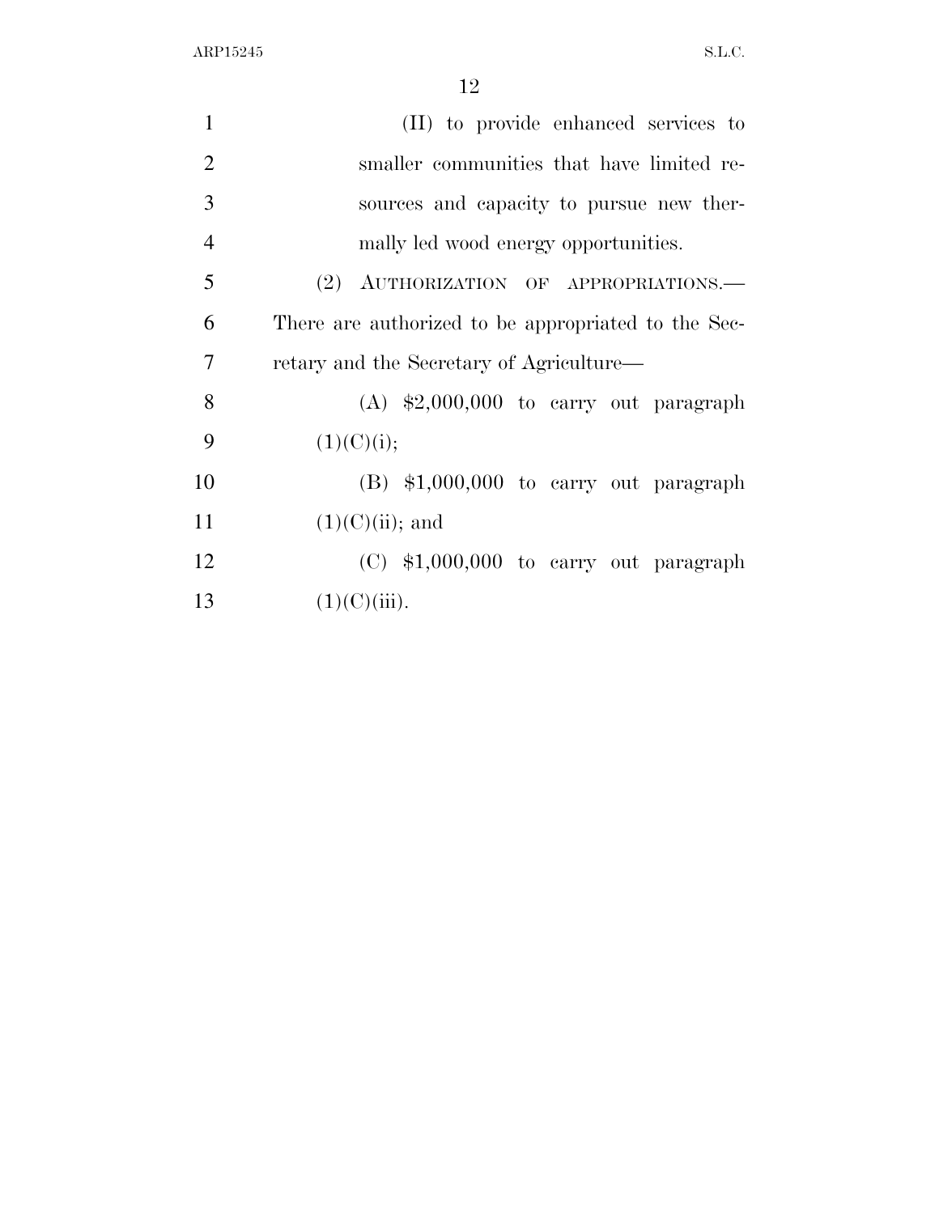(II) to provide enhanced services to smaller communities that have limited resources and capacity to pursue new thermally led wood energy opportunities.

(2) AUTHORIZATION OF APPROPRIATIONS.—There are authorized to be appropriated to the Secretary and the Secretary of Agriculture—

(A) $2,000,000 to carry out paragraph (1)(C)(i);

(B) $1,000,000 to carry out paragraph (1)(C)(ii); and

(C) $1,000,000 to carry out paragraph (1)(C)(iii).